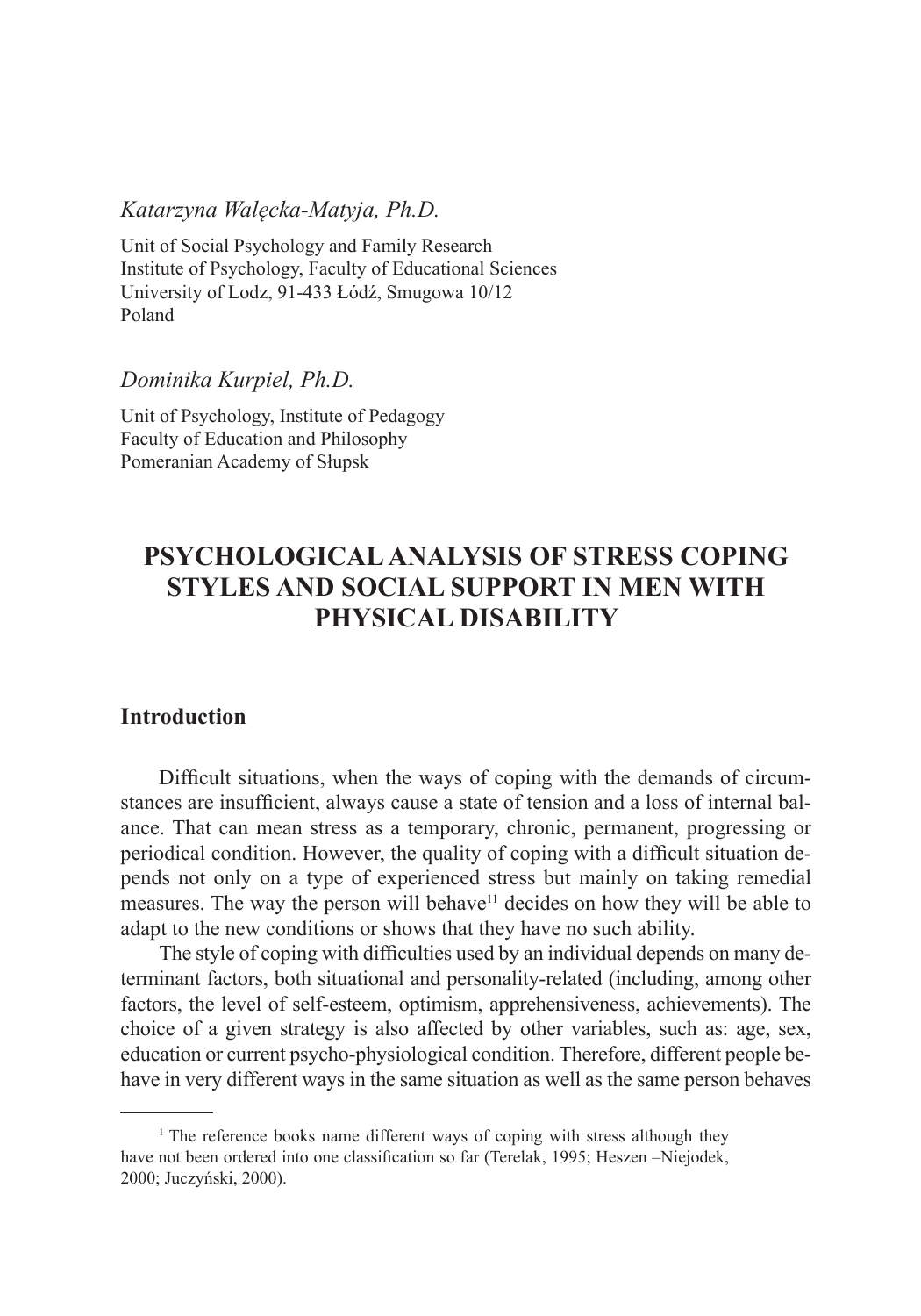*Katarzyna Walęcka-Matyja, Ph.D.*

Unit of Social Psychology and Family Research
Institute of Psychology, Faculty of Educational Sciences
University of Lodz, 91-433 Łódź, Smugowa 10/12
Poland

*Dominika Kurpiel, Ph.D.*

Unit of Psychology, Institute of Pedagogy
Faculty of Education and Philosophy
Pomeranian Academy of Słupsk

# PSYCHOLOGICAL ANALYSIS OF STRESS COPING STYLES AND SOCIAL SUPPORT IN MEN WITH PHYSICAL DISABILITY

## Introduction

Difficult situations, when the ways of coping with the demands of circumstances are insufficient, always cause a state of tension and a loss of internal balance. That can mean stress as a temporary, chronic, permanent, progressing or periodical condition. However, the quality of coping with a difficult situation depends not only on a type of experienced stress but mainly on taking remedial measures. The way the person will behave[11] decides on how they will be able to adapt to the new conditions or shows that they have no such ability.

The style of coping with difficulties used by an individual depends on many determinant factors, both situational and personality-related (including, among other factors, the level of self-esteem, optimism, apprehensiveness, achievements). The choice of a given strategy is also affected by other variables, such as: age, sex, education or current psycho-physiological condition. Therefore, different people behave in very different ways in the same situation as well as the same person behaves

---

[1] The reference books name different ways of coping with stress although they have not been ordered into one classification so far (Terelak, 1995; Heszen –Niejodek, 2000; Juczyński, 2000).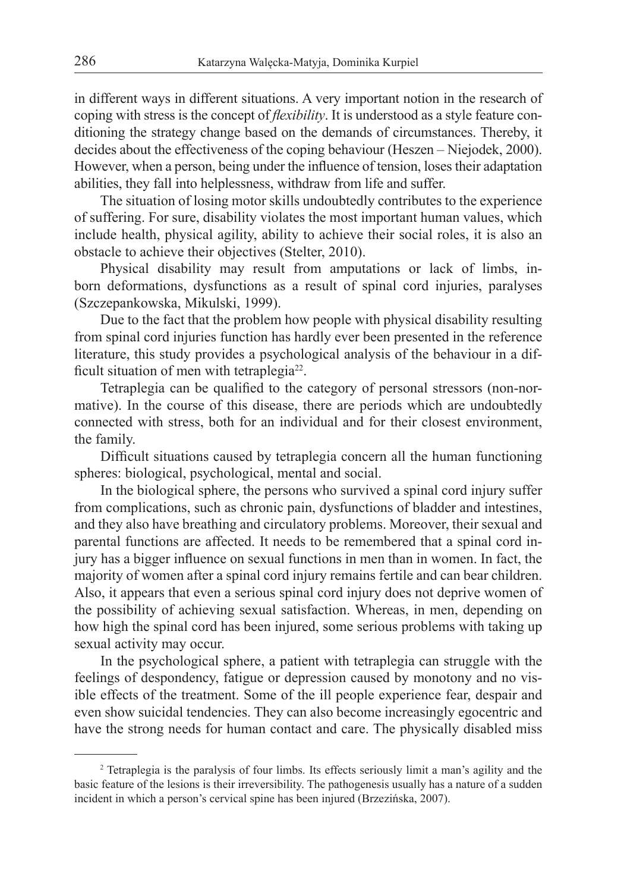in different ways in different situations. A very important notion in the research of coping with stress is the concept of *flexibility*. It is understood as a style feature conditioning the strategy change based on the demands of circumstances. Thereby, it decides about the effectiveness of the coping behaviour (Heszen – Niejodek, 2000). However, when a person, being under the influence of tension, loses their adaptation abilities, they fall into helplessness, withdraw from life and suffer.

The situation of losing motor skills undoubtedly contributes to the experience of suffering. For sure, disability violates the most important human values, which include health, physical agility, ability to achieve their social roles, it is also an obstacle to achieve their objectives (Stelter, 2010).

Physical disability may result from amputations or lack of limbs, inborn deformations, dysfunctions as a result of spinal cord injuries, paralyses (Szczepankowska, Mikulski, 1999).

Due to the fact that the problem how people with physical disability resulting from spinal cord injuries function has hardly ever been presented in the reference literature, this study provides a psychological analysis of the behaviour in a difficult situation of men with tetraplegia[22].

Tetraplegia can be qualified to the category of personal stressors (non-normative). In the course of this disease, there are periods which are undoubtedly connected with stress, both for an individual and for their closest environment, the family.

Difficult situations caused by tetraplegia concern all the human functioning spheres: biological, psychological, mental and social.

In the biological sphere, the persons who survived a spinal cord injury suffer from complications, such as chronic pain, dysfunctions of bladder and intestines, and they also have breathing and circulatory problems. Moreover, their sexual and parental functions are affected. It needs to be remembered that a spinal cord injury has a bigger influence on sexual functions in men than in women. In fact, the majority of women after a spinal cord injury remains fertile and can bear children. Also, it appears that even a serious spinal cord injury does not deprive women of the possibility of achieving sexual satisfaction. Whereas, in men, depending on how high the spinal cord has been injured, some serious problems with taking up sexual activity may occur.

In the psychological sphere, a patient with tetraplegia can struggle with the feelings of despondency, fatigue or depression caused by monotony and no visible effects of the treatment. Some of the ill people experience fear, despair and even show suicidal tendencies. They can also become increasingly egocentric and have the strong needs for human contact and care. The physically disabled miss

---

[2] Tetraplegia is the paralysis of four limbs. Its effects seriously limit a man's agility and the basic feature of the lesions is their irreversibility. The pathogenesis usually has a nature of a sudden incident in which a person's cervical spine has been injured (Brzezińska, 2007).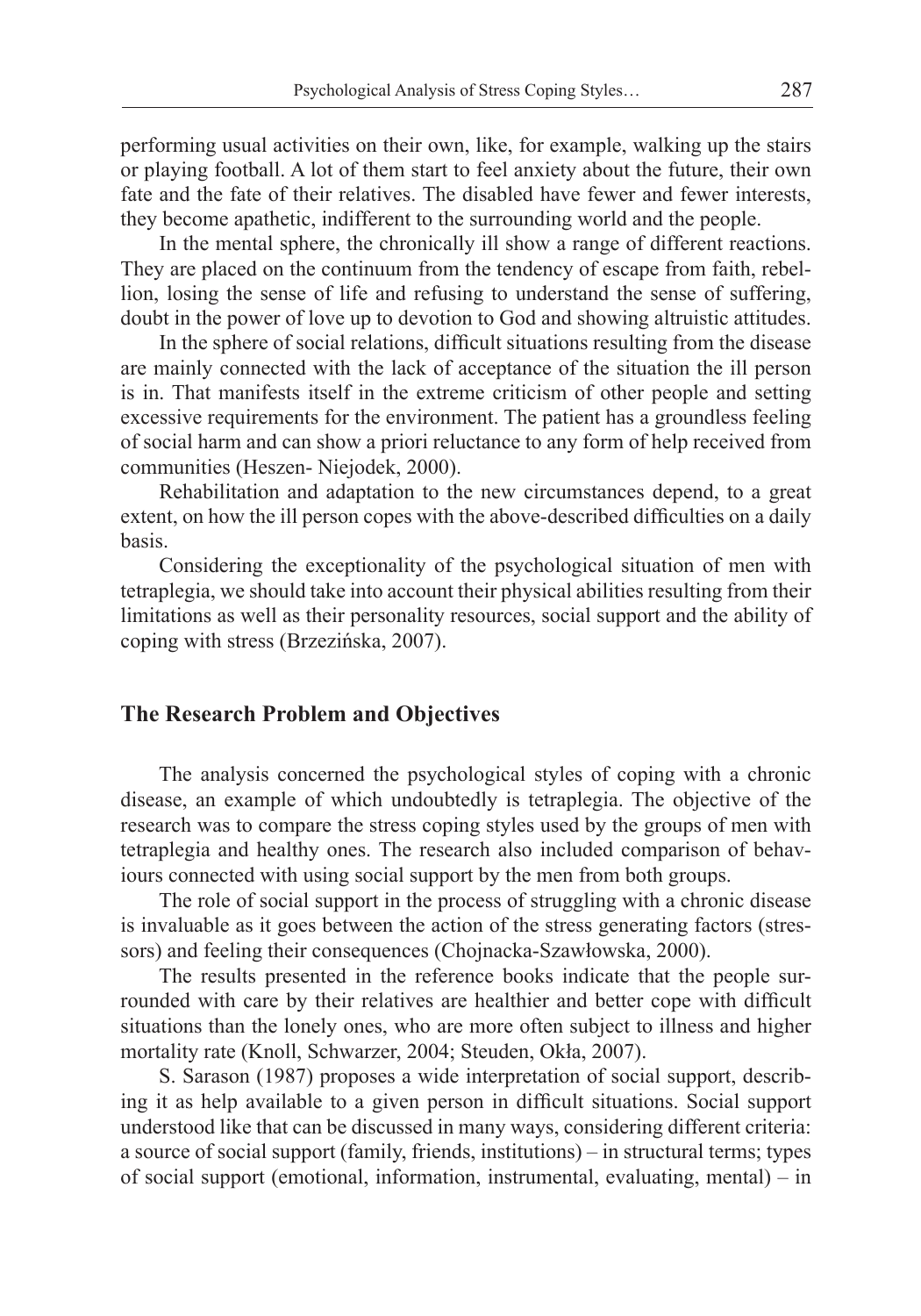performing usual activities on their own, like, for example, walking up the stairs or playing football. A lot of them start to feel anxiety about the future, their own fate and the fate of their relatives. The disabled have fewer and fewer interests, they become apathetic, indifferent to the surrounding world and the people.

In the mental sphere, the chronically ill show a range of different reactions. They are placed on the continuum from the tendency of escape from faith, rebellion, losing the sense of life and refusing to understand the sense of suffering, doubt in the power of love up to devotion to God and showing altruistic attitudes.

In the sphere of social relations, difficult situations resulting from the disease are mainly connected with the lack of acceptance of the situation the ill person is in. That manifests itself in the extreme criticism of other people and setting excessive requirements for the environment. The patient has a groundless feeling of social harm and can show a priori reluctance to any form of help received from communities (Heszen- Niejodek, 2000).

Rehabilitation and adaptation to the new circumstances depend, to a great extent, on how the ill person copes with the above-described difficulties on a daily basis.

Considering the exceptionality of the psychological situation of men with tetraplegia, we should take into account their physical abilities resulting from their limitations as well as their personality resources, social support and the ability of coping with stress (Brzezińska, 2007).

## The Research Problem and Objectives

The analysis concerned the psychological styles of coping with a chronic disease, an example of which undoubtedly is tetraplegia. The objective of the research was to compare the stress coping styles used by the groups of men with tetraplegia and healthy ones. The research also included comparison of behaviours connected with using social support by the men from both groups.

The role of social support in the process of struggling with a chronic disease is invaluable as it goes between the action of the stress generating factors (stressors) and feeling their consequences (Chojnacka-Szawłowska, 2000).

The results presented in the reference books indicate that the people surrounded with care by their relatives are healthier and better cope with difficult situations than the lonely ones, who are more often subject to illness and higher mortality rate (Knoll, Schwarzer, 2004; Steuden, Okła, 2007).

S. Sarason (1987) proposes a wide interpretation of social support, describing it as help available to a given person in difficult situations. Social support understood like that can be discussed in many ways, considering different criteria: a source of social support (family, friends, institutions) – in structural terms; types of social support (emotional, information, instrumental, evaluating, mental) – in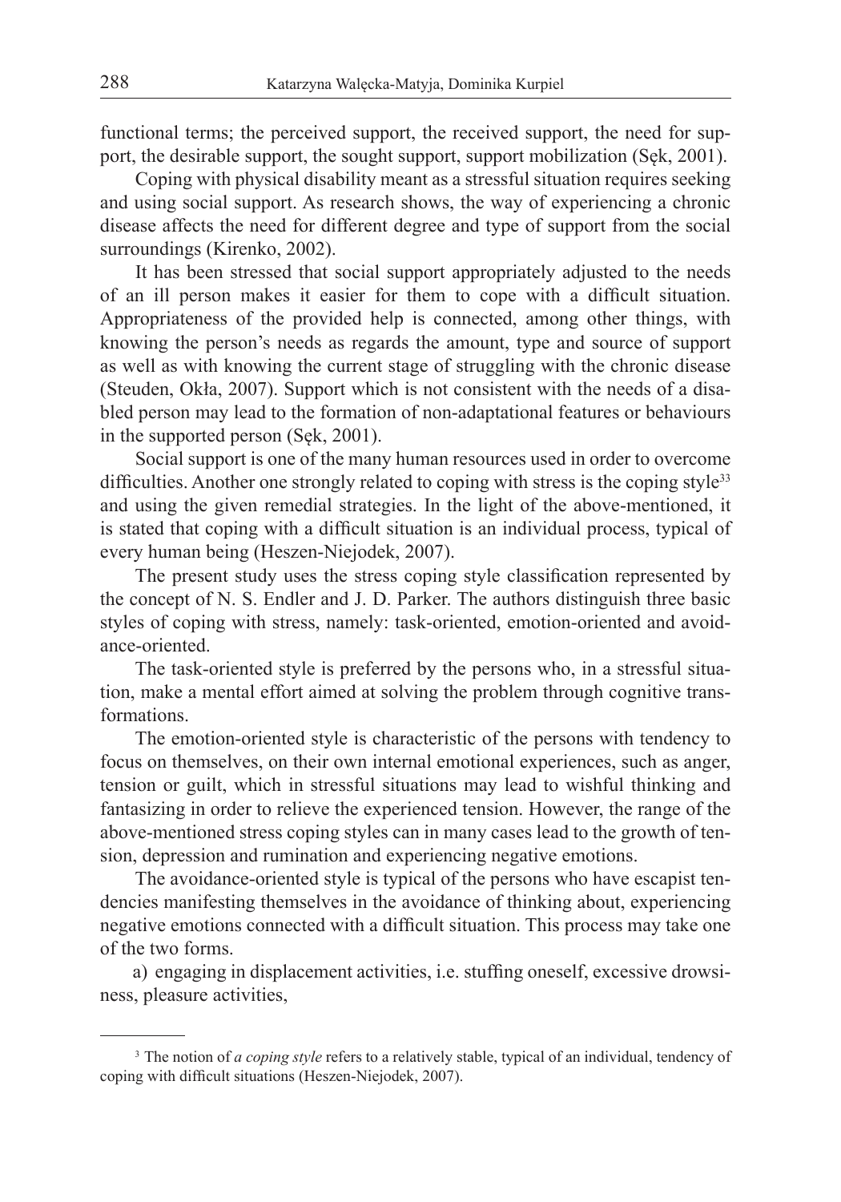functional terms; the perceived support, the received support, the need for support, the desirable support, the sought support, support mobilization (Sęk, 2001).

Coping with physical disability meant as a stressful situation requires seeking and using social support. As research shows, the way of experiencing a chronic disease affects the need for different degree and type of support from the social surroundings (Kirenko, 2002).

It has been stressed that social support appropriately adjusted to the needs of an ill person makes it easier for them to cope with a difficult situation. Appropriateness of the provided help is connected, among other things, with knowing the person's needs as regards the amount, type and source of support as well as with knowing the current stage of struggling with the chronic disease (Steuden, Okła, 2007). Support which is not consistent with the needs of a disabled person may lead to the formation of non-adaptational features or behaviours in the supported person (Sęk, 2001).

Social support is one of the many human resources used in order to overcome difficulties. Another one strongly related to coping with stress is the coping style[3] and using the given remedial strategies. In the light of the above-mentioned, it is stated that coping with a difficult situation is an individual process, typical of every human being (Heszen-Niejodek, 2007).

The present study uses the stress coping style classification represented by the concept of N. S. Endler and J. D. Parker. The authors distinguish three basic styles of coping with stress, namely: task-oriented, emotion-oriented and avoidance-oriented.

The task-oriented style is preferred by the persons who, in a stressful situation, make a mental effort aimed at solving the problem through cognitive transformations.

The emotion-oriented style is characteristic of the persons with tendency to focus on themselves, on their own internal emotional experiences, such as anger, tension or guilt, which in stressful situations may lead to wishful thinking and fantasizing in order to relieve the experienced tension. However, the range of the above-mentioned stress coping styles can in many cases lead to the growth of tension, depression and rumination and experiencing negative emotions.

The avoidance-oriented style is typical of the persons who have escapist tendencies manifesting themselves in the avoidance of thinking about, experiencing negative emotions connected with a difficult situation. This process may take one of the two forms.

a) engaging in displacement activities, i.e. stuffing oneself, excessive drowsiness, pleasure activities,

---

[3] The notion of *a coping style* refers to a relatively stable, typical of an individual, tendency of coping with difficult situations (Heszen-Niejodek, 2007).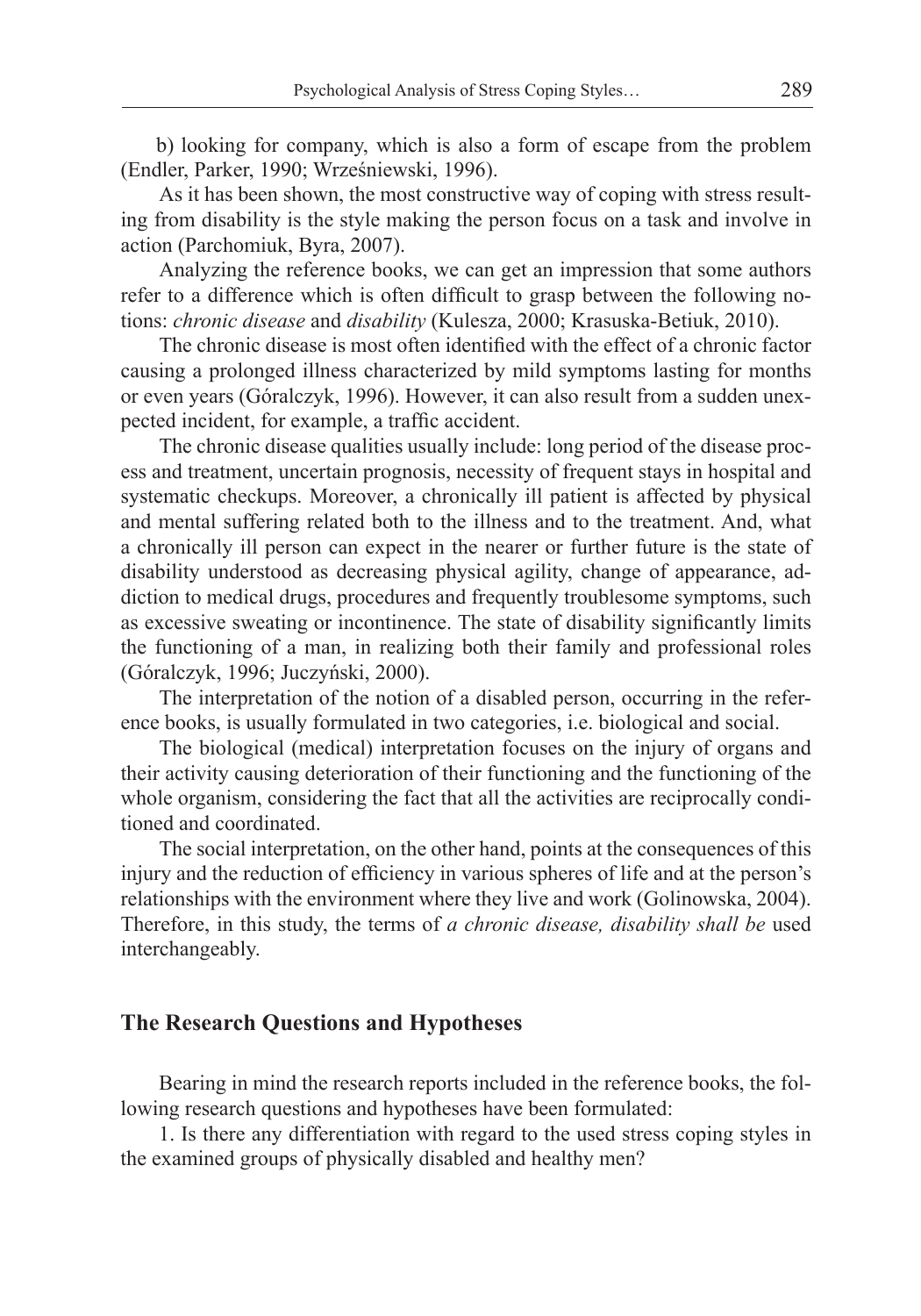b) looking for company, which is also a form of escape from the problem (Endler, Parker, 1990; Wrześniewski, 1996).

As it has been shown, the most constructive way of coping with stress resulting from disability is the style making the person focus on a task and involve in action (Parchomiuk, Byra, 2007).

Analyzing the reference books, we can get an impression that some authors refer to a difference which is often difficult to grasp between the following notions: *chronic disease* and *disability* (Kulesza, 2000; Krasuska-Betiuk, 2010).

The chronic disease is most often identified with the effect of a chronic factor causing a prolonged illness characterized by mild symptoms lasting for months or even years (Góralczyk, 1996). However, it can also result from a sudden unexpected incident, for example, a traffic accident.

The chronic disease qualities usually include: long period of the disease process and treatment, uncertain prognosis, necessity of frequent stays in hospital and systematic checkups. Moreover, a chronically ill patient is affected by physical and mental suffering related both to the illness and to the treatment. And, what a chronically ill person can expect in the nearer or further future is the state of disability understood as decreasing physical agility, change of appearance, addiction to medical drugs, procedures and frequently troublesome symptoms, such as excessive sweating or incontinence. The state of disability significantly limits the functioning of a man, in realizing both their family and professional roles (Góralczyk, 1996; Juczyński, 2000).

The interpretation of the notion of a disabled person, occurring in the reference books, is usually formulated in two categories, i.e. biological and social.

The biological (medical) interpretation focuses on the injury of organs and their activity causing deterioration of their functioning and the functioning of the whole organism, considering the fact that all the activities are reciprocally conditioned and coordinated.

The social interpretation, on the other hand, points at the consequences of this injury and the reduction of efficiency in various spheres of life and at the person's relationships with the environment where they live and work (Golinowska, 2004). Therefore, in this study, the terms of *a chronic disease, disability shall be* used interchangeably.

## The Research Questions and Hypotheses

Bearing in mind the research reports included in the reference books, the following research questions and hypotheses have been formulated:

1. Is there any differentiation with regard to the used stress coping styles in the examined groups of physically disabled and healthy men?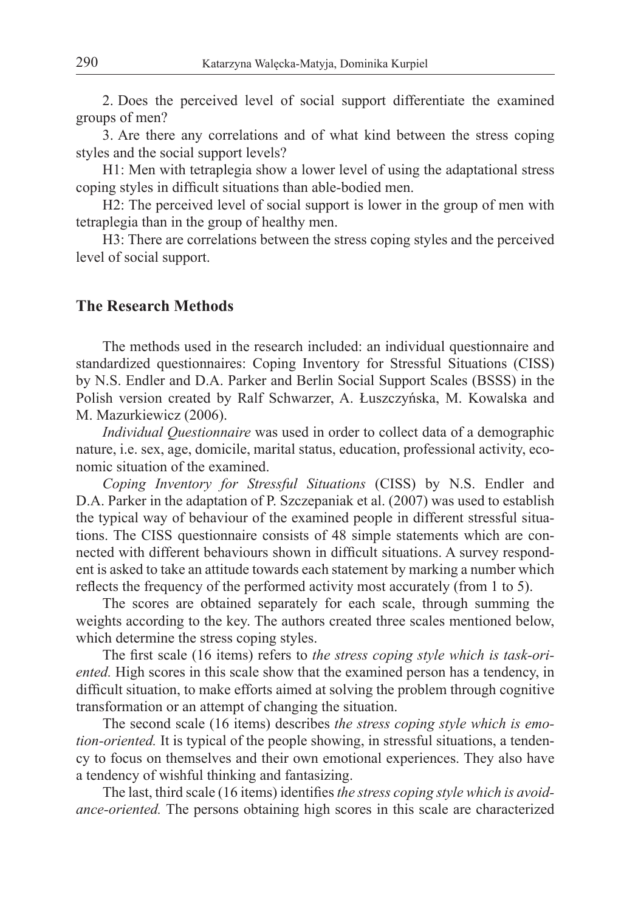2. Does the perceived level of social support differentiate the examined groups of men?

3. Are there any correlations and of what kind between the stress coping styles and the social support levels?

H1: Men with tetraplegia show a lower level of using the adaptational stress coping styles in difficult situations than able-bodied men.

H2: The perceived level of social support is lower in the group of men with tetraplegia than in the group of healthy men.

H3: There are correlations between the stress coping styles and the perceived level of social support.

## The Research Methods

The methods used in the research included: an individual questionnaire and standardized questionnaires: Coping Inventory for Stressful Situations (CISS) by N.S. Endler and D.A. Parker and Berlin Social Support Scales (BSSS) in the Polish version created by Ralf Schwarzer, A. Łuszczyńska, M. Kowalska and M. Mazurkiewicz (2006).

*Individual Questionnaire* was used in order to collect data of a demographic nature, i.e. sex, age, domicile, marital status, education, professional activity, economic situation of the examined.

*Coping Inventory for Stressful Situations* (CISS) by N.S. Endler and D.A. Parker in the adaptation of P. Szczepaniak et al. (2007) was used to establish the typical way of behaviour of the examined people in different stressful situations. The CISS questionnaire consists of 48 simple statements which are connected with different behaviours shown in difficult situations. A survey respondent is asked to take an attitude towards each statement by marking a number which reflects the frequency of the performed activity most accurately (from 1 to 5).

The scores are obtained separately for each scale, through summing the weights according to the key. The authors created three scales mentioned below, which determine the stress coping styles.

The first scale (16 items) refers to *the stress coping style which is task-oriented.* High scores in this scale show that the examined person has a tendency, in difficult situation, to make efforts aimed at solving the problem through cognitive transformation or an attempt of changing the situation.

The second scale (16 items) describes *the stress coping style which is emotion-oriented.* It is typical of the people showing, in stressful situations, a tendency to focus on themselves and their own emotional experiences. They also have a tendency of wishful thinking and fantasizing.

The last, third scale (16 items) identifies *the stress coping style which is avoidance-oriented.* The persons obtaining high scores in this scale are characterized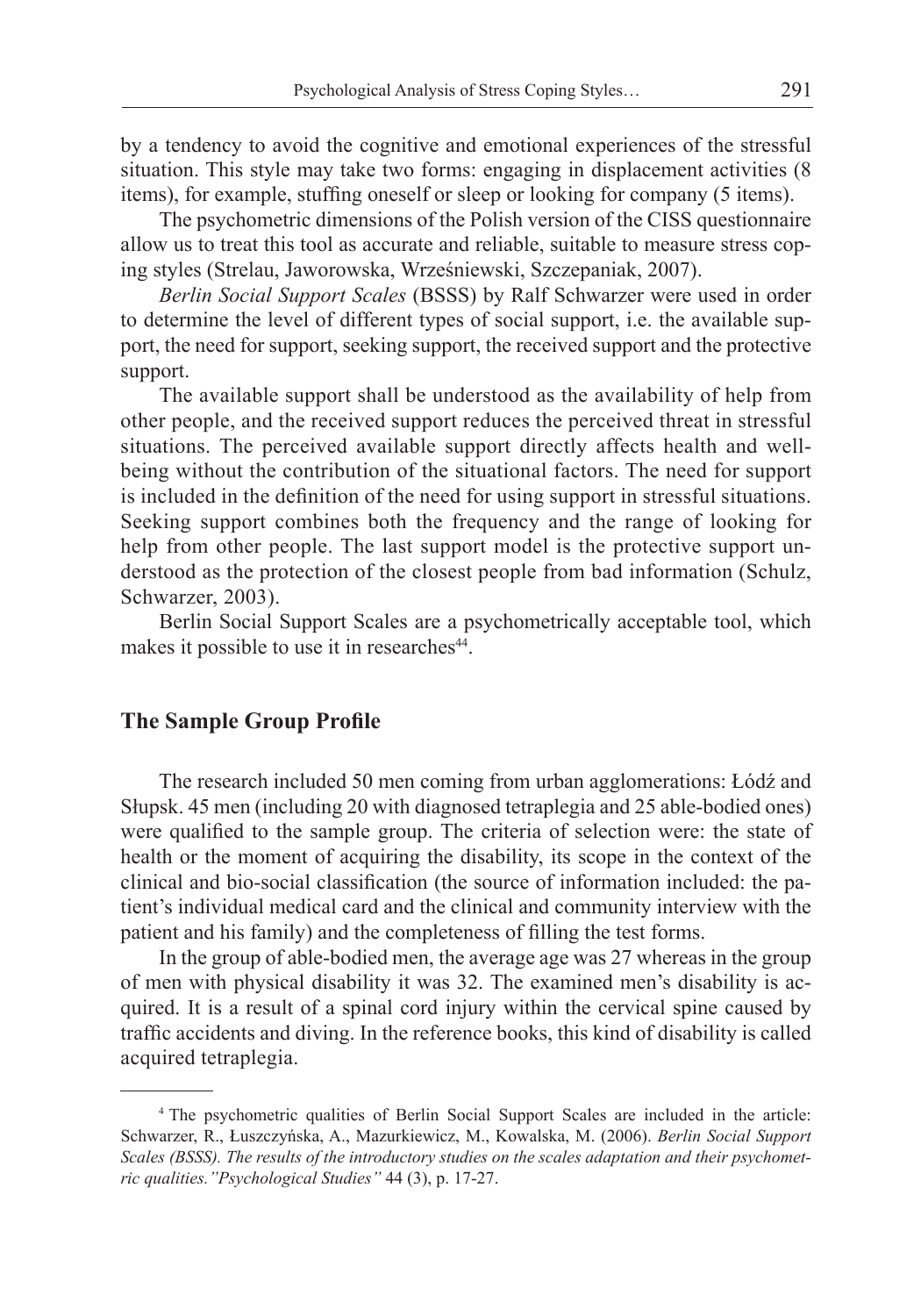by a tendency to avoid the cognitive and emotional experiences of the stressful situation. This style may take two forms: engaging in displacement activities (8 items), for example, stuffing oneself or sleep or looking for company (5 items).

The psychometric dimensions of the Polish version of the CISS questionnaire allow us to treat this tool as accurate and reliable, suitable to measure stress coping styles (Strelau, Jaworowska, Wrześniewski, Szczepaniak, 2007).

*Berlin Social Support Scales* (BSSS) by Ralf Schwarzer were used in order to determine the level of different types of social support, i.e. the available support, the need for support, seeking support, the received support and the protective support.

The available support shall be understood as the availability of help from other people, and the received support reduces the perceived threat in stressful situations. The perceived available support directly affects health and well-being without the contribution of the situational factors. The need for support is included in the definition of the need for using support in stressful situations. Seeking support combines both the frequency and the range of looking for help from other people. The last support model is the protective support understood as the protection of the closest people from bad information (Schulz, Schwarzer, 2003).

Berlin Social Support Scales are a psychometrically acceptable tool, which makes it possible to use it in researches[44].

## The Sample Group Profile

The research included 50 men coming from urban agglomerations: Łódź and Słupsk. 45 men (including 20 with diagnosed tetraplegia and 25 able-bodied ones) were qualified to the sample group. The criteria of selection were: the state of health or the moment of acquiring the disability, its scope in the context of the clinical and bio-social classification (the source of information included: the patient's individual medical card and the clinical and community interview with the patient and his family) and the completeness of filling the test forms.

In the group of able-bodied men, the average age was 27 whereas in the group of men with physical disability it was 32. The examined men's disability is acquired. It is a result of a spinal cord injury within the cervical spine caused by traffic accidents and diving. In the reference books, this kind of disability is called acquired tetraplegia.

---

[4] The psychometric qualities of Berlin Social Support Scales are included in the article: Schwarzer, R., Łuszczyńska, A., Mazurkiewicz, M., Kowalska, M. (2006). *Berlin Social Support Scales (BSSS). The results of the introductory studies on the scales adaptation and their psychometric qualities."Psychological Studies"* 44 (3), p. 17-27.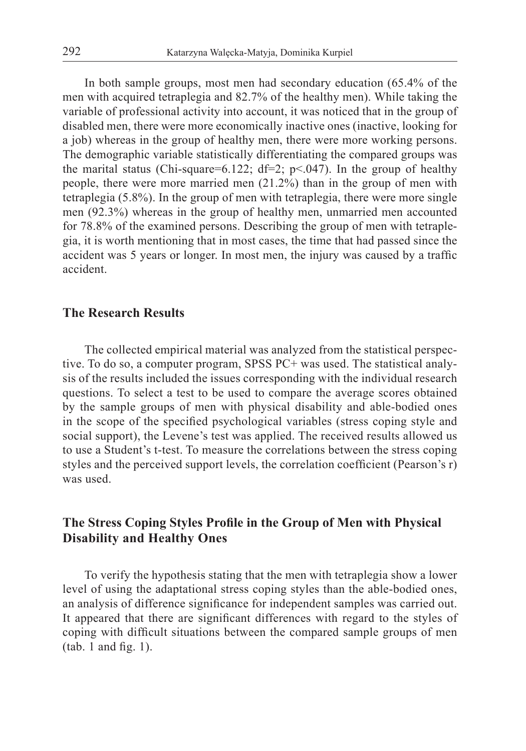In both sample groups, most men had secondary education (65.4% of the men with acquired tetraplegia and 82.7% of the healthy men). While taking the variable of professional activity into account, it was noticed that in the group of disabled men, there were more economically inactive ones (inactive, looking for a job) whereas in the group of healthy men, there were more working persons. The demographic variable statistically differentiating the compared groups was the marital status (Chi-square=6.122; df=2; p<.047). In the group of healthy people, there were more married men (21.2%) than in the group of men with tetraplegia (5.8%). In the group of men with tetraplegia, there were more single men (92.3%) whereas in the group of healthy men, unmarried men accounted for 78.8% of the examined persons. Describing the group of men with tetraplegia, it is worth mentioning that in most cases, the time that had passed since the accident was 5 years or longer. In most men, the injury was caused by a traffic accident.

## The Research Results

The collected empirical material was analyzed from the statistical perspective. To do so, a computer program, SPSS PC+ was used. The statistical analysis of the results included the issues corresponding with the individual research questions. To select a test to be used to compare the average scores obtained by the sample groups of men with physical disability and able-bodied ones in the scope of the specified psychological variables (stress coping style and social support), the Levene's test was applied. The received results allowed us to use a Student's t-test. To measure the correlations between the stress coping styles and the perceived support levels, the correlation coefficient (Pearson's r) was used.

## The Stress Coping Styles Profile in the Group of Men with Physical Disability and Healthy Ones

To verify the hypothesis stating that the men with tetraplegia show a lower level of using the adaptational stress coping styles than the able-bodied ones, an analysis of difference significance for independent samples was carried out. It appeared that there are significant differences with regard to the styles of coping with difficult situations between the compared sample groups of men (tab. 1 and fig. 1).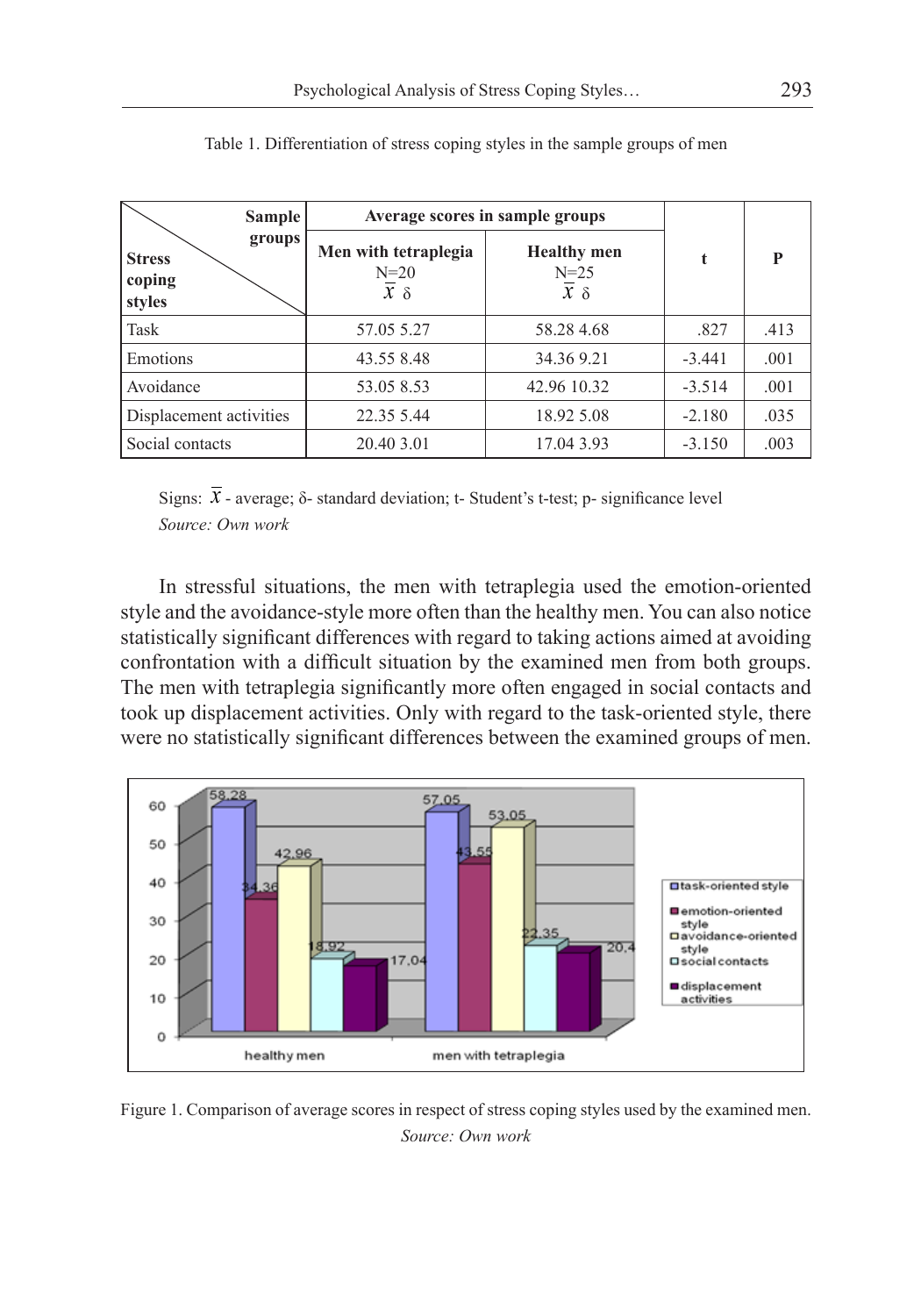Table 1. Differentiation of stress coping styles in the sample groups of men

| Stress coping styles \ Sample groups | Average scores in sample groups | | t | P |
|---|---|---|---|---|
| | Men with tetraplegia N=20 $\bar{x}$ δ | Healthy men N=25 $\bar{x}$ δ | | |
| Task | 57.05 5.27 | 58.28 4.68 | .827 | .413 |
| Emotions | 43.55 8.48 | 34.36 9.21 | -3.441 | .001 |
| Avoidance | 53.05 8.53 | 42.96 10.32 | -3.514 | .001 |
| Displacement activities | 22.35 5.44 | 18.92 5.08 | -2.180 | .035 |
| Social contacts | 20.40 3.01 | 17.04 3.93 | -3.150 | .003 |

Signs: $\bar{x}$ - average; δ- standard deviation; t- Student's t-test; p- significance level

*Source: Own work*

In stressful situations, the men with tetraplegia used the emotion-oriented style and the avoidance-style more often than the healthy men. You can also notice statistically significant differences with regard to taking actions aimed at avoiding confrontation with a difficult situation by the examined men from both groups. The men with tetraplegia significantly more often engaged in social contacts and took up displacement activities. Only with regard to the task-oriented style, there were no statistically significant differences between the examined groups of men.

Figure 1. Comparison of average scores in respect of stress coping styles used by the examined men.

*Source: Own work*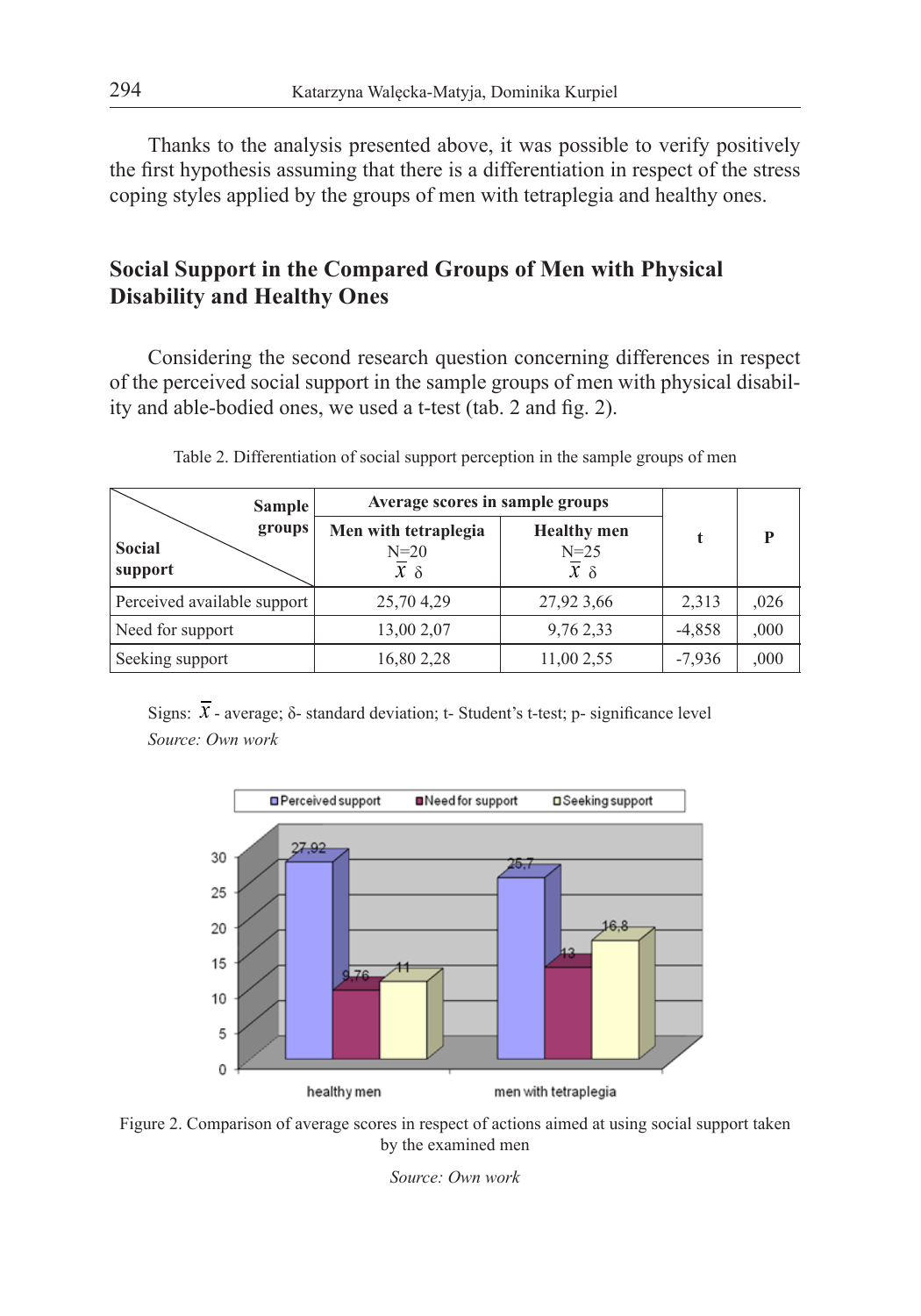Thanks to the analysis presented above, it was possible to verify positively the first hypothesis assuming that there is a differentiation in respect of the stress coping styles applied by the groups of men with tetraplegia and healthy ones.

## Social Support in the Compared Groups of Men with Physical Disability and Healthy Ones

Considering the second research question concerning differences in respect of the perceived social support in the sample groups of men with physical disability and able-bodied ones, we used a t-test (tab. 2 and fig. 2).

Table 2. Differentiation of social support perception in the sample groups of men

| Social support \ Sample groups | Average scores in sample groups | | t | P |
|---|---|---|---|---|
| | Men with tetraplegia N=20 $\overline{x}$ δ | Healthy men N=25 $\overline{x}$ δ | | |
| Perceived available support | 25,70 4,29 | 27,92 3,66 | 2,313 | ,026 |
| Need for support | 13,00 2,07 | 9,76 2,33 | -4,858 | ,000 |
| Seeking support | 16,80 2,28 | 11,00 2,55 | -7,936 | ,000 |

Signs: $\overline{x}$ - average; δ- standard deviation; t- Student's t-test; p- significance level

*Source: Own work*

Figure 2. Comparison of average scores in respect of actions aimed at using social support taken by the examined men

*Source: Own work*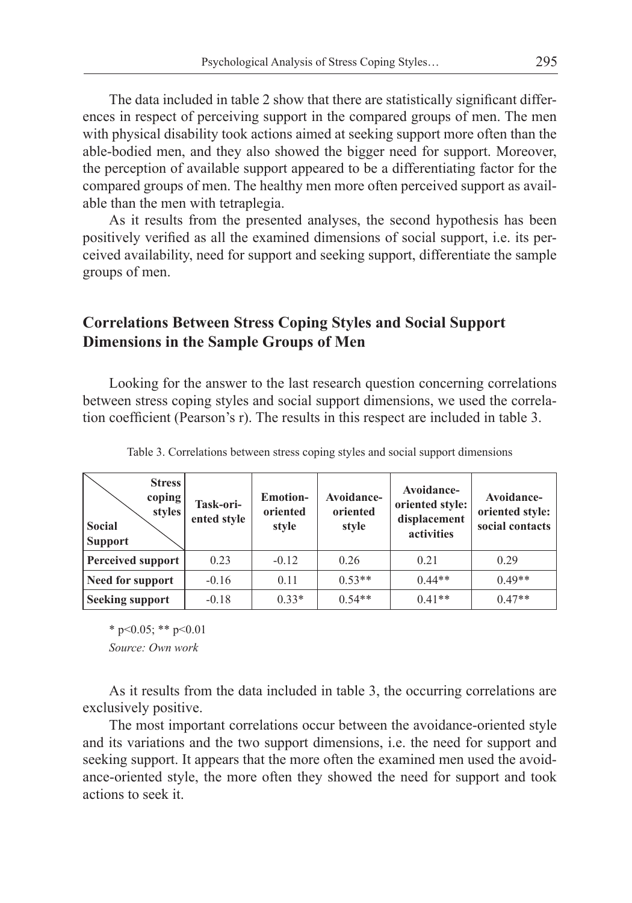The data included in table 2 show that there are statistically significant differences in respect of perceiving support in the compared groups of men. The men with physical disability took actions aimed at seeking support more often than the able-bodied men, and they also showed the bigger need for support. Moreover, the perception of available support appeared to be a differentiating factor for the compared groups of men. The healthy men more often perceived support as available than the men with tetraplegia.

As it results from the presented analyses, the second hypothesis has been positively verified as all the examined dimensions of social support, i.e. its perceived availability, need for support and seeking support, differentiate the sample groups of men.

## Correlations Between Stress Coping Styles and Social Support Dimensions in the Sample Groups of Men

Looking for the answer to the last research question concerning correlations between stress coping styles and social support dimensions, we used the correlation coefficient (Pearson's r). The results in this respect are included in table 3.

Table 3. Correlations between stress coping styles and social support dimensions

| Social Support \ Stress coping styles | Task-oriented style | Emotion-oriented style | Avoidance-oriented style | Avoidance-oriented style: displacement activities | Avoidance-oriented style: social contacts |
|---|---|---|---|---|---|
| **Perceived support** | 0.23 | -0.12 | 0.26 | 0.21 | 0.29 |
| **Need for support** | -0.16 | 0.11 | 0.53** | 0.44** | 0.49** |
| **Seeking support** | -0.18 | 0.33* | 0.54** | 0.41** | 0.47** |

* $p<0.05$; ** $p<0.01$

*Source: Own work*

As it results from the data included in table 3, the occurring correlations are exclusively positive.

The most important correlations occur between the avoidance-oriented style and its variations and the two support dimensions, i.e. the need for support and seeking support. It appears that the more often the examined men used the avoidance-oriented style, the more often they showed the need for support and took actions to seek it.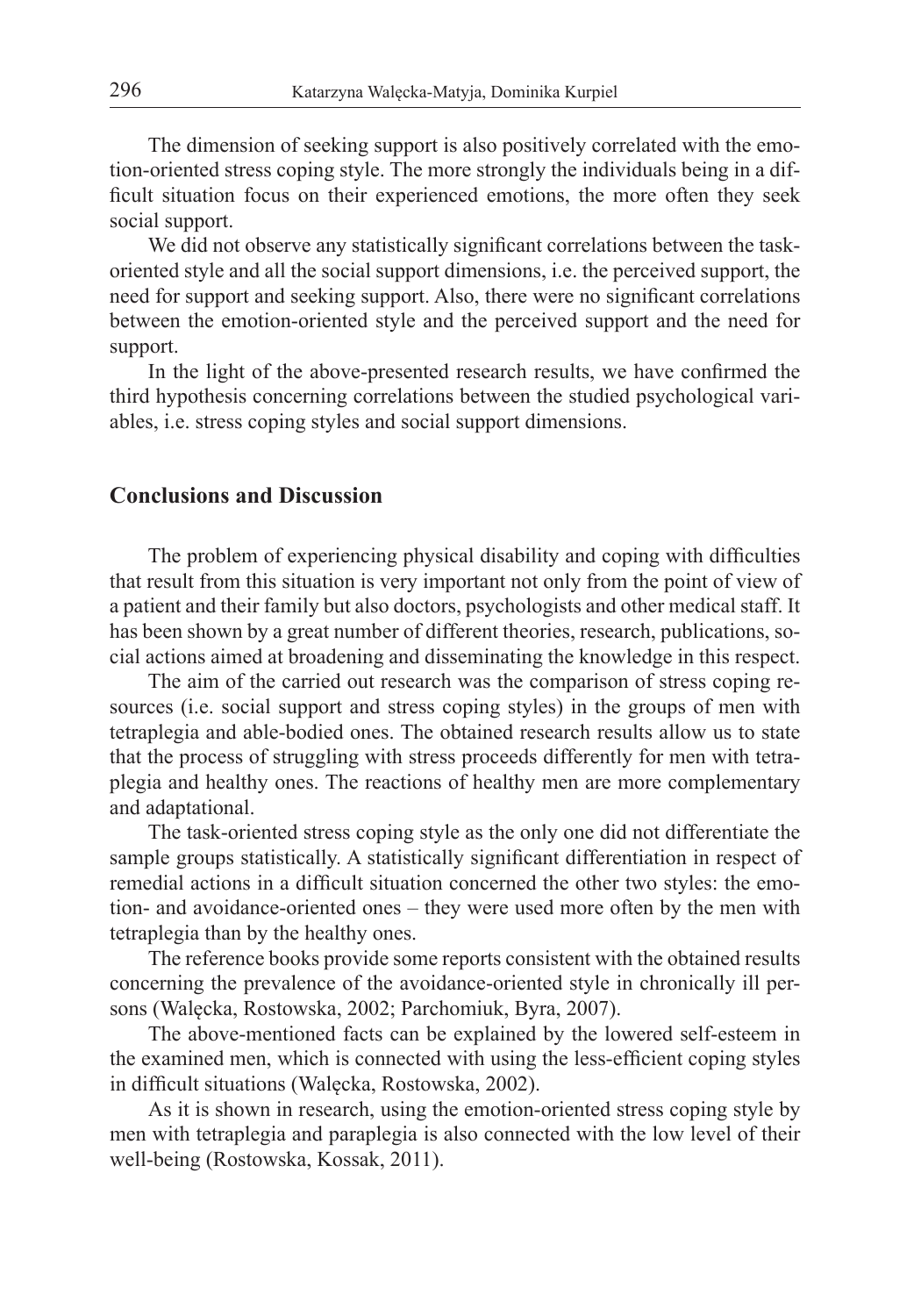The dimension of seeking support is also positively correlated with the emotion-oriented stress coping style. The more strongly the individuals being in a difficult situation focus on their experienced emotions, the more often they seek social support.

We did not observe any statistically significant correlations between the task-oriented style and all the social support dimensions, i.e. the perceived support, the need for support and seeking support. Also, there were no significant correlations between the emotion-oriented style and the perceived support and the need for support.

In the light of the above-presented research results, we have confirmed the third hypothesis concerning correlations between the studied psychological variables, i.e. stress coping styles and social support dimensions.

## Conclusions and Discussion

The problem of experiencing physical disability and coping with difficulties that result from this situation is very important not only from the point of view of a patient and their family but also doctors, psychologists and other medical staff. It has been shown by a great number of different theories, research, publications, social actions aimed at broadening and disseminating the knowledge in this respect.

The aim of the carried out research was the comparison of stress coping resources (i.e. social support and stress coping styles) in the groups of men with tetraplegia and able-bodied ones. The obtained research results allow us to state that the process of struggling with stress proceeds differently for men with tetraplegia and healthy ones. The reactions of healthy men are more complementary and adaptational.

The task-oriented stress coping style as the only one did not differentiate the sample groups statistically. A statistically significant differentiation in respect of remedial actions in a difficult situation concerned the other two styles: the emotion- and avoidance-oriented ones – they were used more often by the men with tetraplegia than by the healthy ones.

The reference books provide some reports consistent with the obtained results concerning the prevalence of the avoidance-oriented style in chronically ill persons (Walęcka, Rostowska, 2002; Parchomiuk, Byra, 2007).

The above-mentioned facts can be explained by the lowered self-esteem in the examined men, which is connected with using the less-efficient coping styles in difficult situations (Walęcka, Rostowska, 2002).

As it is shown in research, using the emotion-oriented stress coping style by men with tetraplegia and paraplegia is also connected with the low level of their well-being (Rostowska, Kossak, 2011).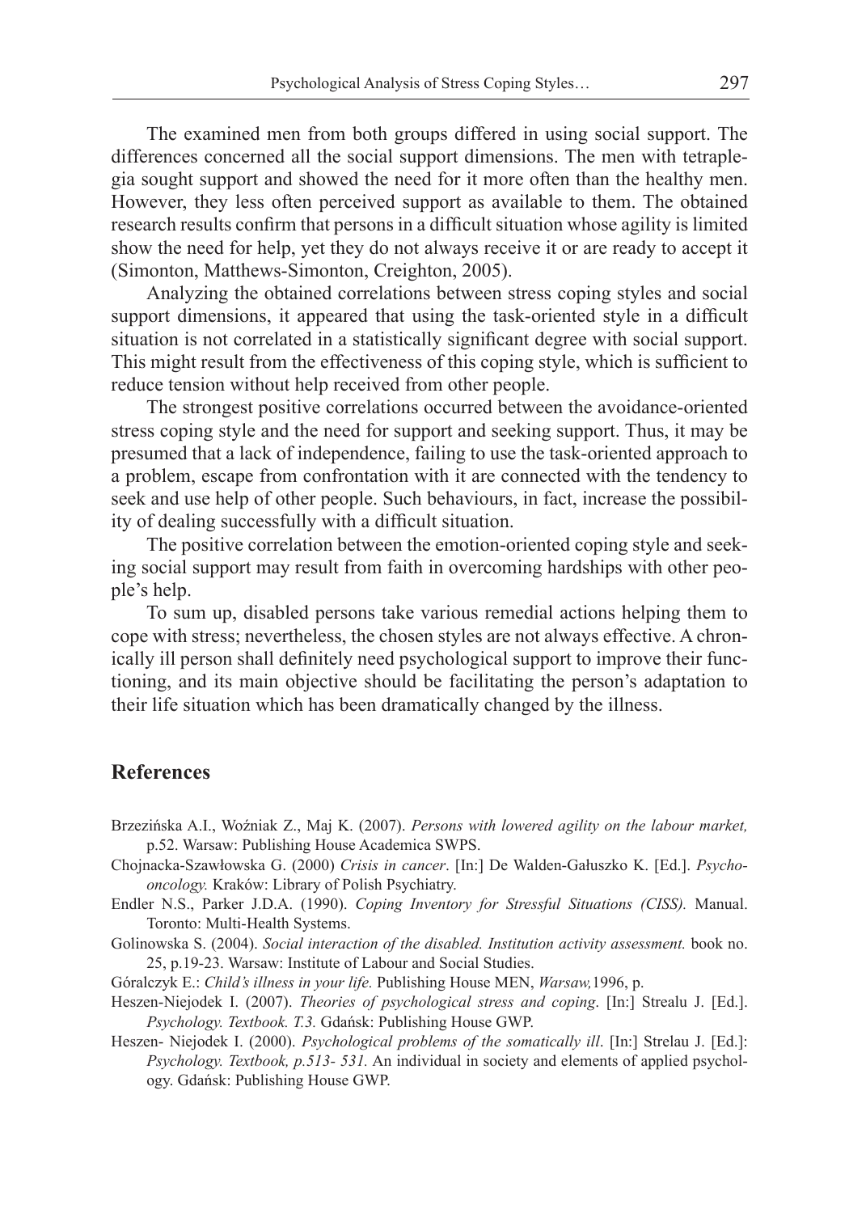The examined men from both groups differed in using social support. The differences concerned all the social support dimensions. The men with tetraplegia sought support and showed the need for it more often than the healthy men. However, they less often perceived support as available to them. The obtained research results confirm that persons in a difficult situation whose agility is limited show the need for help, yet they do not always receive it or are ready to accept it (Simonton, Matthews-Simonton, Creighton, 2005).

Analyzing the obtained correlations between stress coping styles and social support dimensions, it appeared that using the task-oriented style in a difficult situation is not correlated in a statistically significant degree with social support. This might result from the effectiveness of this coping style, which is sufficient to reduce tension without help received from other people.

The strongest positive correlations occurred between the avoidance-oriented stress coping style and the need for support and seeking support. Thus, it may be presumed that a lack of independence, failing to use the task-oriented approach to a problem, escape from confrontation with it are connected with the tendency to seek and use help of other people. Such behaviours, in fact, increase the possibility of dealing successfully with a difficult situation.

The positive correlation between the emotion-oriented coping style and seeking social support may result from faith in overcoming hardships with other people's help.

To sum up, disabled persons take various remedial actions helping them to cope with stress; nevertheless, the chosen styles are not always effective. A chronically ill person shall definitely need psychological support to improve their functioning, and its main objective should be facilitating the person's adaptation to their life situation which has been dramatically changed by the illness.

## References

Brzezińska A.I., Woźniak Z., Maj K. (2007). *Persons with lowered agility on the labour market,* p.52. Warsaw: Publishing House Academica SWPS.

Chojnacka-Szawłowska G. (2000) *Crisis in cancer*. [In:] De Walden-Gałuszko K. [Ed.]. *Psychooncology.* Kraków: Library of Polish Psychiatry.

Endler N.S., Parker J.D.A. (1990). *Coping Inventory for Stressful Situations (CISS).* Manual. Toronto: Multi-Health Systems.

Golinowska S. (2004). *Social interaction of the disabled. Institution activity assessment.* book no. 25, p.19-23. Warsaw: Institute of Labour and Social Studies.

Góralczyk E.: *Child's illness in your life.* Publishing House MEN, *Warsaw,*1996, p.

Heszen-Niejodek I. (2007). *Theories of psychological stress and coping*. [In:] Strealu J. [Ed.]. *Psychology. Textbook. T.3.* Gdańsk: Publishing House GWP.

Heszen- Niejodek I. (2000). *Psychological problems of the somatically ill*. [In:] Strelau J. [Ed.]: *Psychology. Textbook, p.513- 531.* An individual in society and elements of applied psychology. Gdańsk: Publishing House GWP.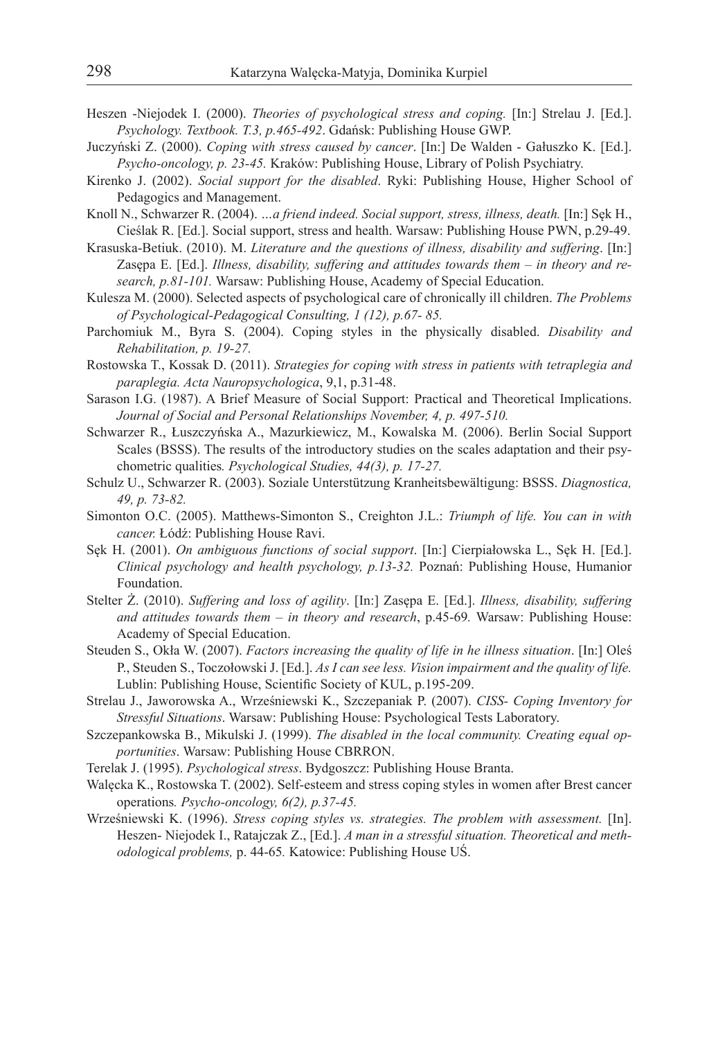Heszen -Niejodek I. (2000). *Theories of psychological stress and coping.* [In:] Strelau J. [Ed.]. *Psychology. Textbook. T.3, p.465-492*. Gdańsk: Publishing House GWP.

Juczyński Z. (2000). *Coping with stress caused by cancer*. [In:] De Walden - Gałuszko K. [Ed.]. *Psycho-oncology, p. 23-45.* Kraków: Publishing House, Library of Polish Psychiatry.

Kirenko J. (2002). *Social support for the disabled*. Ryki: Publishing House, Higher School of Pedagogics and Management.

Knoll N., Schwarzer R. (2004). *...a friend indeed. Social support, stress, illness, death.* [In:] Sęk H., Cieślak R. [Ed.]. Social support, stress and health. Warsaw: Publishing House PWN, p.29-49.

Krasuska-Betiuk. (2010). M. *Literature and the questions of illness, disability and suffering*. [In:] Zasępa E. [Ed.]. *Illness, disability, suffering and attitudes towards them – in theory and research, p.81-101.* Warsaw: Publishing House, Academy of Special Education.

Kulesza M. (2000). Selected aspects of psychological care of chronically ill children. *The Problems of Psychological-Pedagogical Consulting, 1 (12), p.67- 85.*

Parchomiuk M., Byra S. (2004). Coping styles in the physically disabled. *Disability and Rehabilitation, p. 19-27.*

Rostowska T., Kossak D. (2011). *Strategies for coping with stress in patients with tetraplegia and paraplegia. Acta Nauropsychologica*, 9,1, p.31-48.

Sarason I.G. (1987). A Brief Measure of Social Support: Practical and Theoretical Implications. *Journal of Social and Personal Relationships November, 4, p. 497-510.*

Schwarzer R., Łuszczyńska A., Mazurkiewicz, M., Kowalska M. (2006). Berlin Social Support Scales (BSSS). The results of the introductory studies on the scales adaptation and their psychometric qualities*. Psychological Studies, 44(3), p. 17-27.*

Schulz U., Schwarzer R. (2003). Soziale Unterstützung Kranheitsbewältigung: BSSS. *Diagnostica, 49, p. 73-82.*

Simonton O.C. (2005). Matthews-Simonton S., Creighton J.L.: *Triumph of life. You can in with cancer.* Łódź: Publishing House Ravi.

Sęk H. (2001). *On ambiguous functions of social support*. [In:] Cierpiałowska L., Sęk H. [Ed.]. *Clinical psychology and health psychology, p.13-32.* Poznań: Publishing House, Humanior Foundation.

Stelter Ż. (2010). *Suffering and loss of agility*. [In:] Zasępa E. [Ed.]. *Illness, disability, suffering and attitudes towards them – in theory and research*, p.45-69*.* Warsaw: Publishing House: Academy of Special Education.

Steuden S., Okła W. (2007). *Factors increasing the quality of life in he illness situation*. [In:] Oleś P., Steuden S., Toczołowski J. [Ed.]. *As I can see less. Vision impairment and the quality of life.* Lublin: Publishing House, Scientific Society of KUL, p.195-209.

Strelau J., Jaworowska A., Wrześniewski K., Szczepaniak P. (2007). *CISS- Coping Inventory for Stressful Situations*. Warsaw: Publishing House: Psychological Tests Laboratory.

Szczepankowska B., Mikulski J. (1999). *The disabled in the local community. Creating equal opportunities*. Warsaw: Publishing House CBRRON.

Terelak J. (1995). *Psychological stress*. Bydgoszcz: Publishing House Branta.

Walęcka K., Rostowska T. (2002). Self-esteem and stress coping styles in women after Brest cancer operations*. Psycho-oncology, 6(2), p.37-45.*

Wrześniewski K. (1996). *Stress coping styles vs. strategies. The problem with assessment.* [In]. Heszen- Niejodek I., Ratajczak Z., [Ed.]. *A man in a stressful situation. Theoretical and methodological problems,* p. 44-65*.* Katowice: Publishing House UŚ.